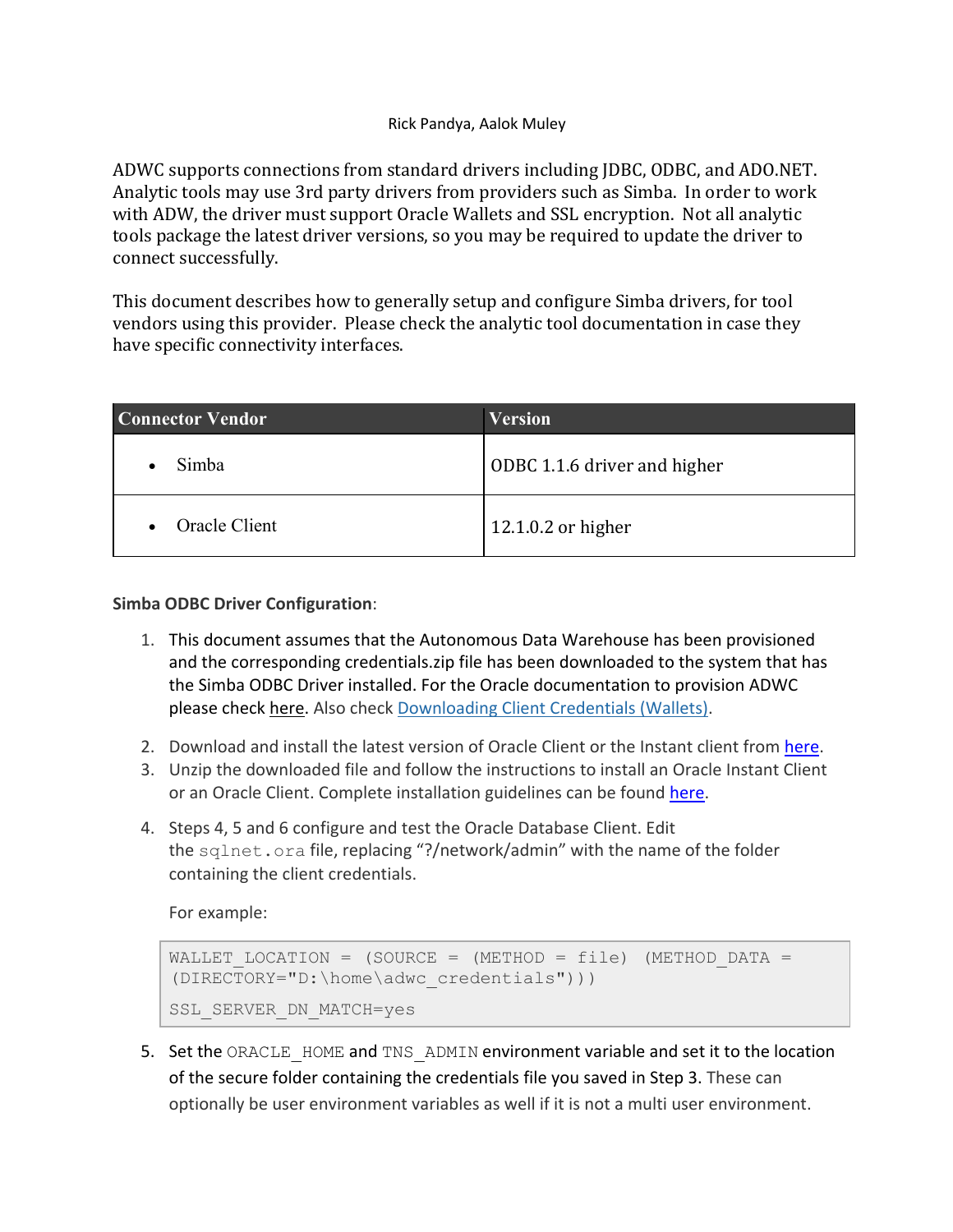Rick Pandya, Aalok Muley

ADWC supports connections from standard drivers including JDBC, ODBC, and ADO.NET. Analytic tools may use 3rd party drivers from providers such as Simba. In order to work with ADW, the driver must support Oracle Wallets and SSL encryption. Not all analytic tools package the latest driver versions, so you may be required to update the driver to connect successfully.

This document describes how to generally setup and configure Simba drivers, for tool vendors using this provider. Please check the analytic tool documentation in case they have specific connectivity interfaces.

| Connector Vendor | Version |
| --- | --- |
| • Simba | ODBC 1.1.6 driver and higher |
| • Oracle Client | 12.1.0.2 or higher |

**Simba ODBC Driver Configuration**:

1. This document assumes that the Autonomous Data Warehouse has been provisioned and the corresponding credentials.zip file has been downloaded to the system that has the Simba ODBC Driver installed. For the Oracle documentation to provision ADWC please check here. Also check Downloading Client Credentials (Wallets).
2. Download and install the latest version of Oracle Client or the Instant client from here.
3. Unzip the downloaded file and follow the instructions to install an Oracle Instant Client or an Oracle Client. Complete installation guidelines can be found here.
4. Steps 4, 5 and 6 configure and test the Oracle Database Client. Edit the `sqlnet.ora` file, replacing “?/network/admin” with the name of the folder containing the client credentials.

   For example:

   ```
   WALLET_LOCATION = (SOURCE = (METHOD = file) (METHOD_DATA =
   (DIRECTORY="D:\home\adwc_credentials")))
   SSL_SERVER_DN_MATCH=yes
   ```

5. Set the `ORACLE_HOME` and `TNS_ADMIN` environment variable and set it to the location of the secure folder containing the credentials file you saved in Step 3. These can optionally be user environment variables as well if it is not a multi user environment.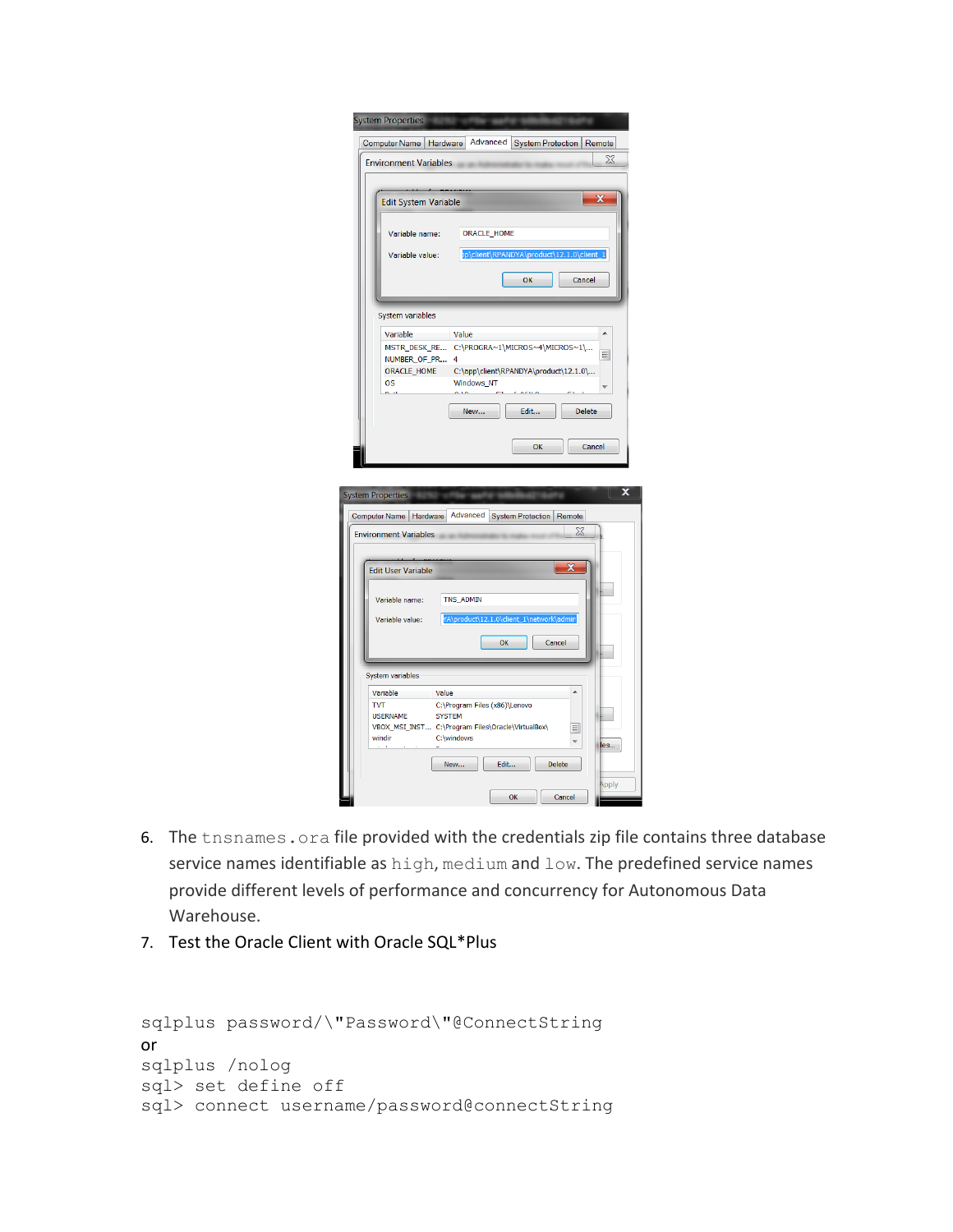6. The `tnsnames.ora` file provided with the credentials zip file contains three database service names identifiable as `high`, `medium` and `low`. The predefined service names provide different levels of performance and concurrency for Autonomous Data Warehouse.
7. Test the Oracle Client with Oracle SQL*Plus

```
sqlplus password/\"Password\"@ConnectString
```

or

```
sqlplus /nolog
sql> set define off
sql> connect username/password@connectString
```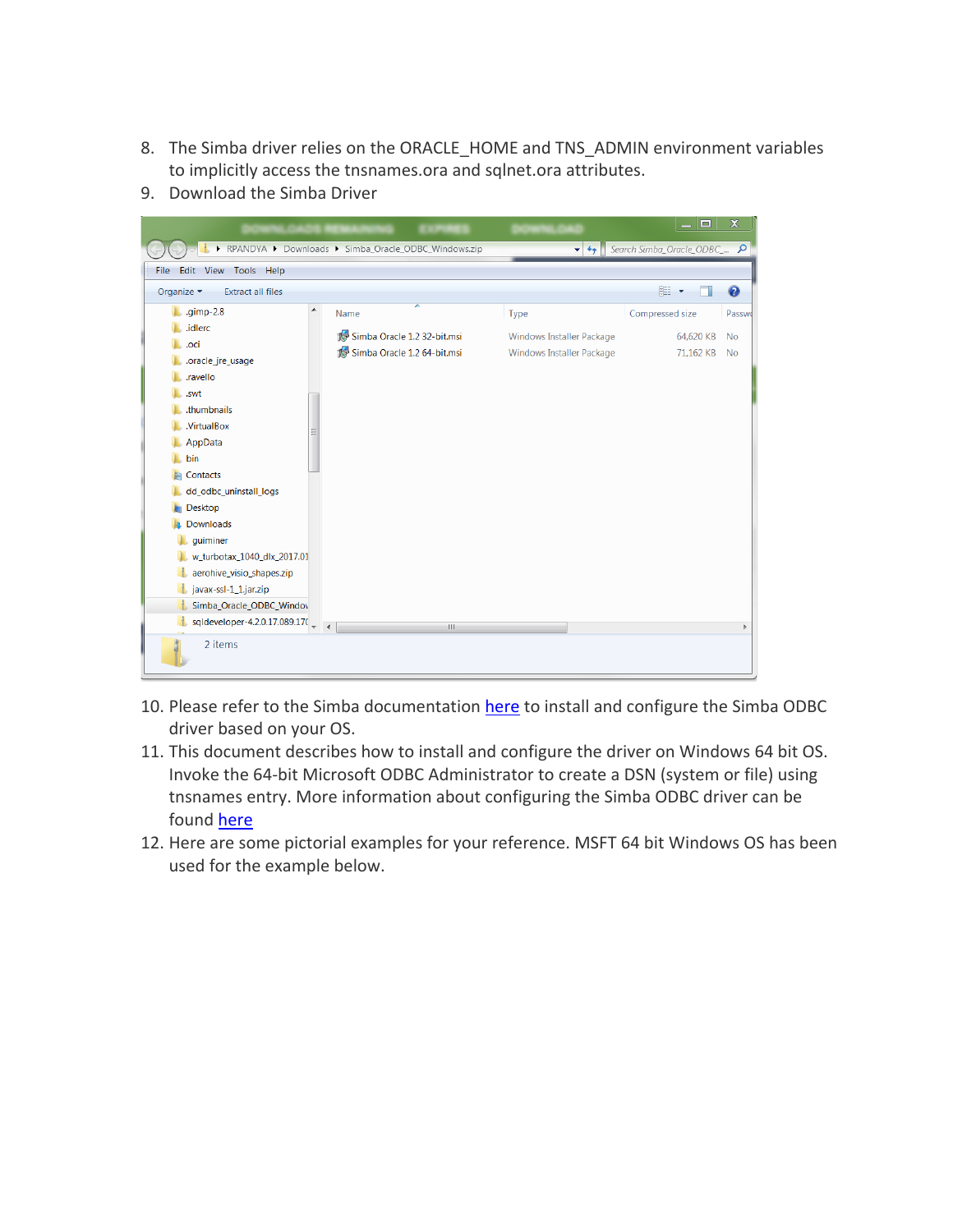8. The Simba driver relies on the ORACLE_HOME and TNS_ADMIN environment variables to implicitly access the tnsnames.ora and sqlnet.ora attributes.
9. Download the Simba Driver

10. Please refer to the Simba documentation here to install and configure the Simba ODBC driver based on your OS.
11. This document describes how to install and configure the driver on Windows 64 bit OS. Invoke the 64-bit Microsoft ODBC Administrator to create a DSN (system or file) using tnsnames entry. More information about configuring the Simba ODBC driver can be found here
12. Here are some pictorial examples for your reference. MSFT 64 bit Windows OS has been used for the example below.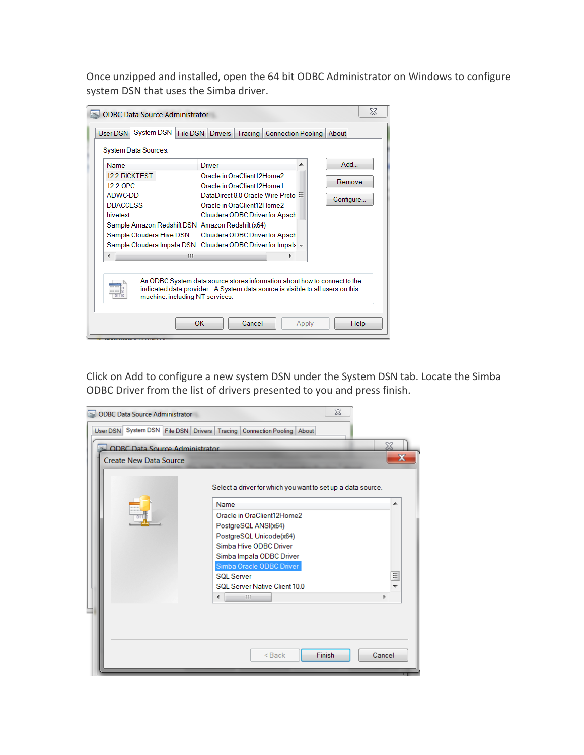Once unzipped and installed, open the 64 bit ODBC Administrator on Windows to configure system DSN that uses the Simba driver.

Click on Add to configure a new system DSN under the System DSN tab. Locate the Simba ODBC Driver from the list of drivers presented to you and press finish.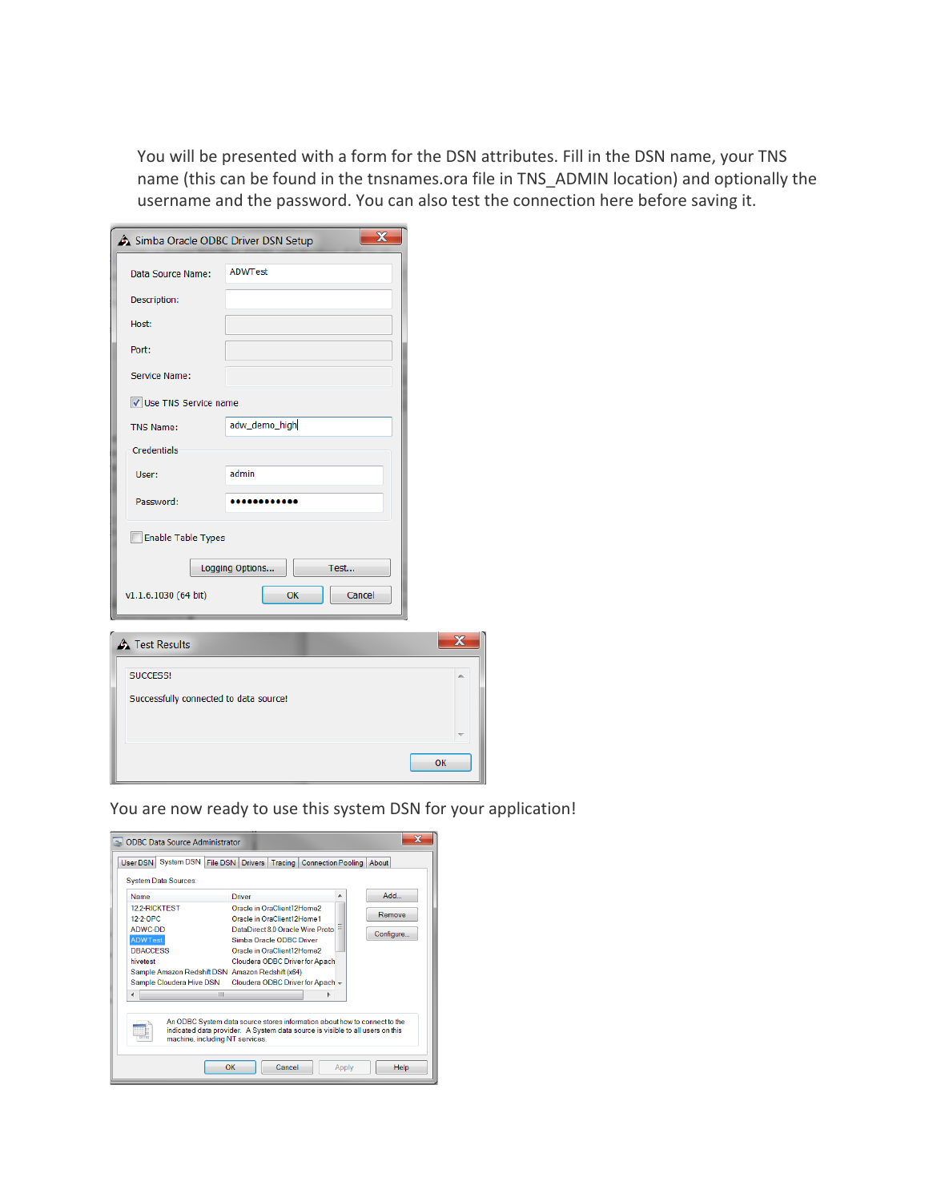You will be presented with a form for the DSN attributes. Fill in the DSN name, your TNS name (this can be found in the tnsnames.ora file in TNS_ADMIN location) and optionally the username and the password. You can also test the connection here before saving it.

You are now ready to use this system DSN for your application!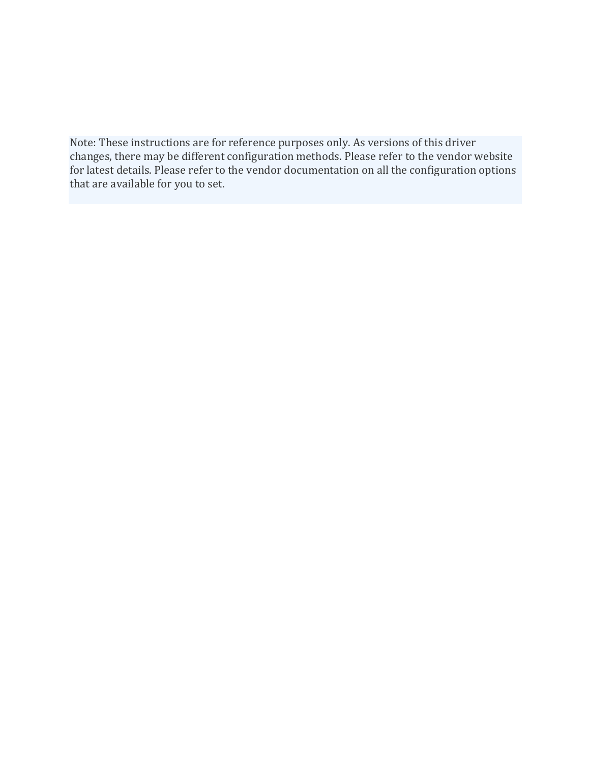Note: These instructions are for reference purposes only. As versions of this driver changes, there may be different configuration methods. Please refer to the vendor website for latest details. Please refer to the vendor documentation on all the configuration options that are available for you to set.